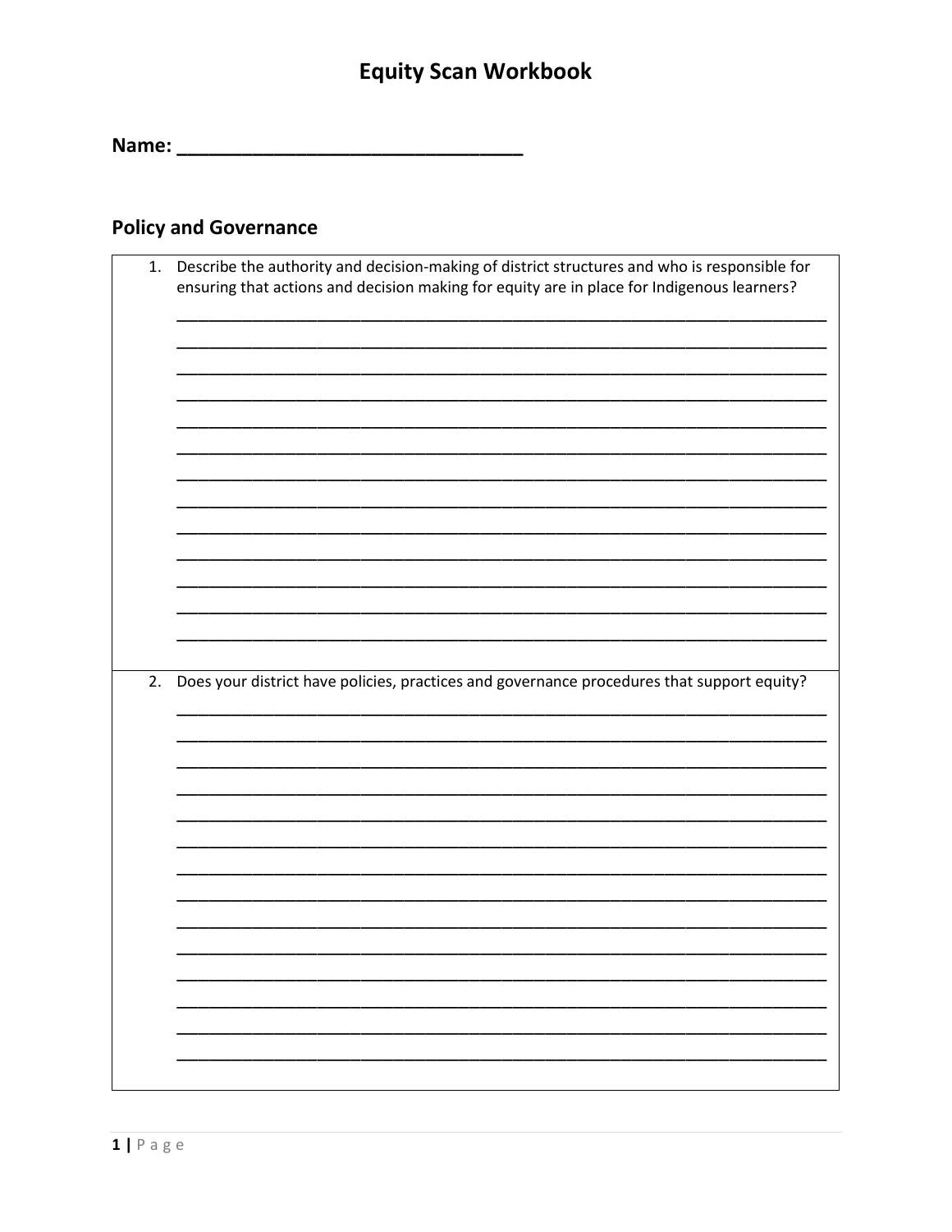# Equity Scan Workbook

**Name:** ________________________________

## Policy and Governance

1. Describe the authority and decision-making of district structures and who is responsible for ensuring that actions and decision making for equity are in place for Indigenous learners?

2. Does your district have policies, practices and governance procedures that support equity?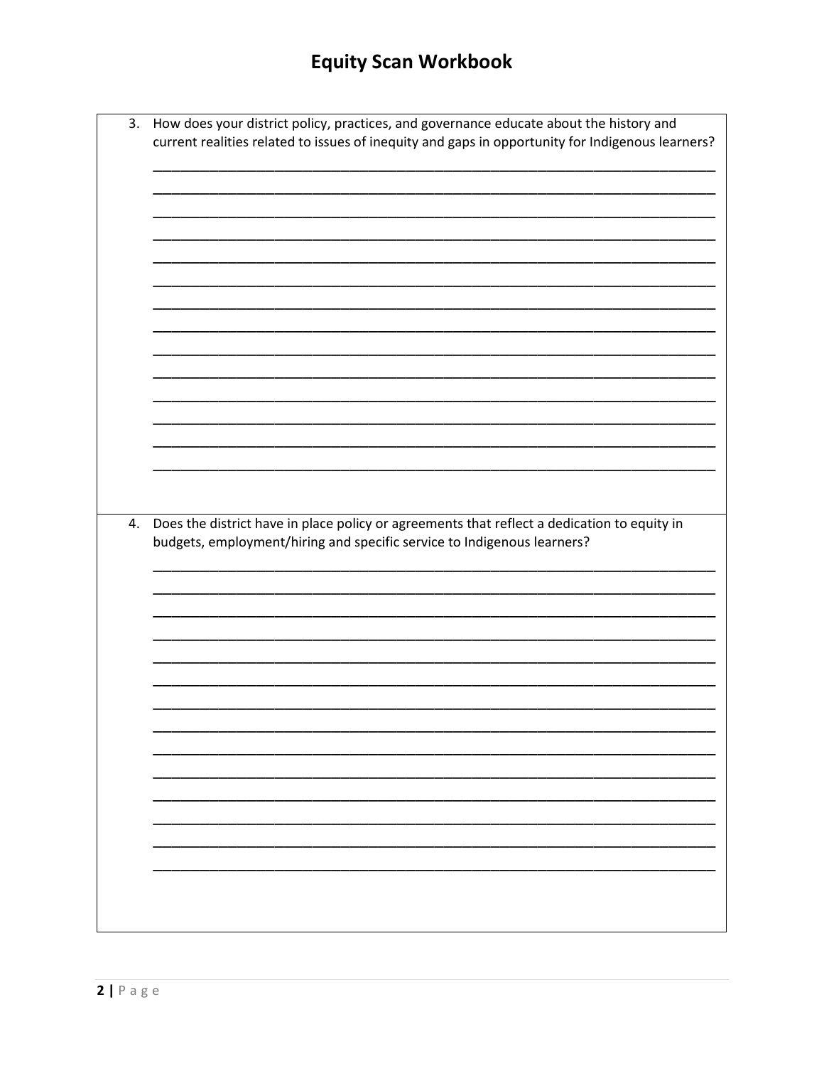# Equity Scan Workbook

3. How does your district policy, practices, and governance educate about the history and current realities related to issues of inequity and gaps in opportunity for Indigenous learners?

4. Does the district have in place policy or agreements that reflect a dedication to equity in budgets, employment/hiring and specific service to Indigenous learners?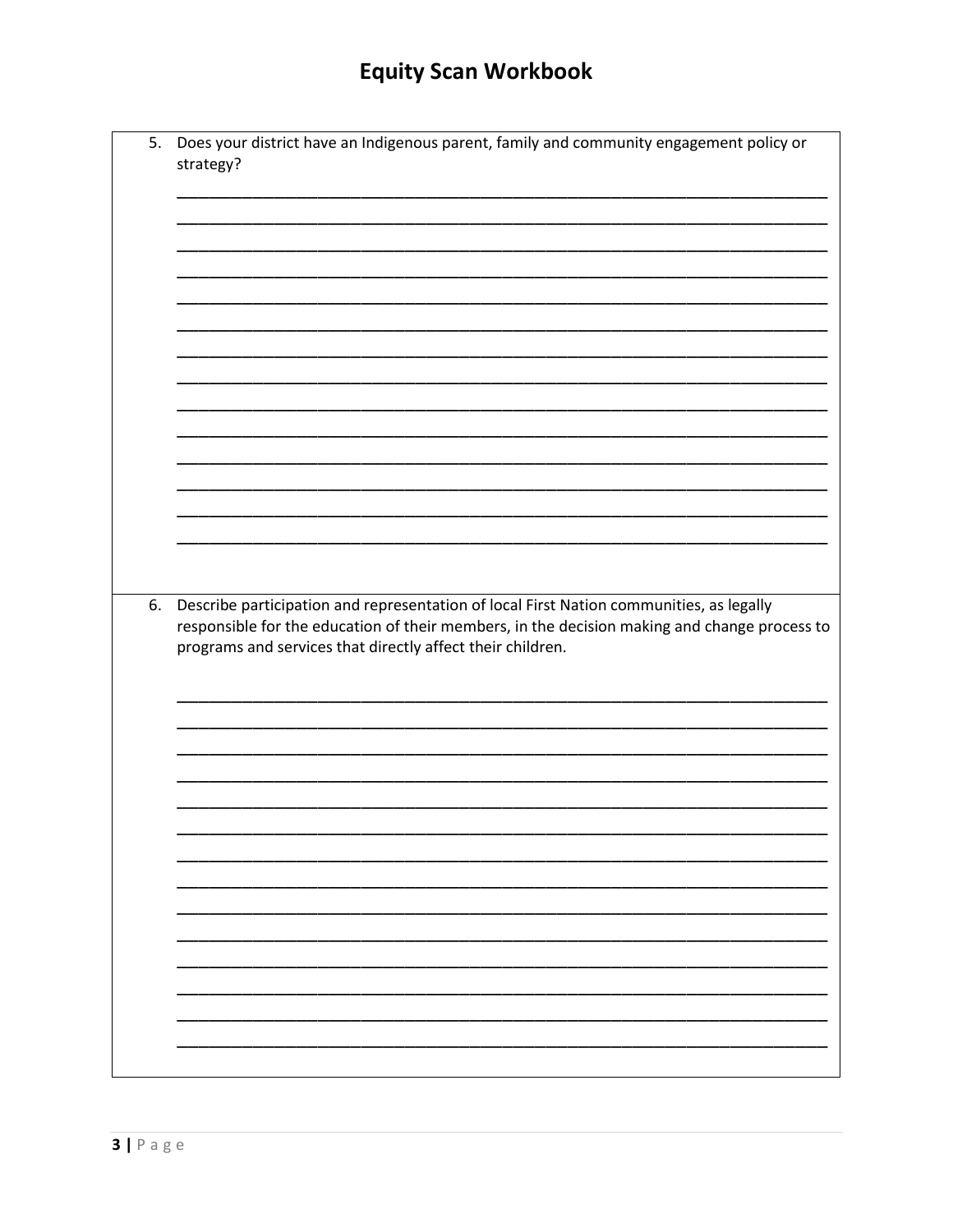# Equity Scan Workbook

5. Does your district have an Indigenous parent, family and community engagement policy or strategy?

6. Describe participation and representation of local First Nation communities, as legally responsible for the education of their members, in the decision making and change process to programs and services that directly affect their children.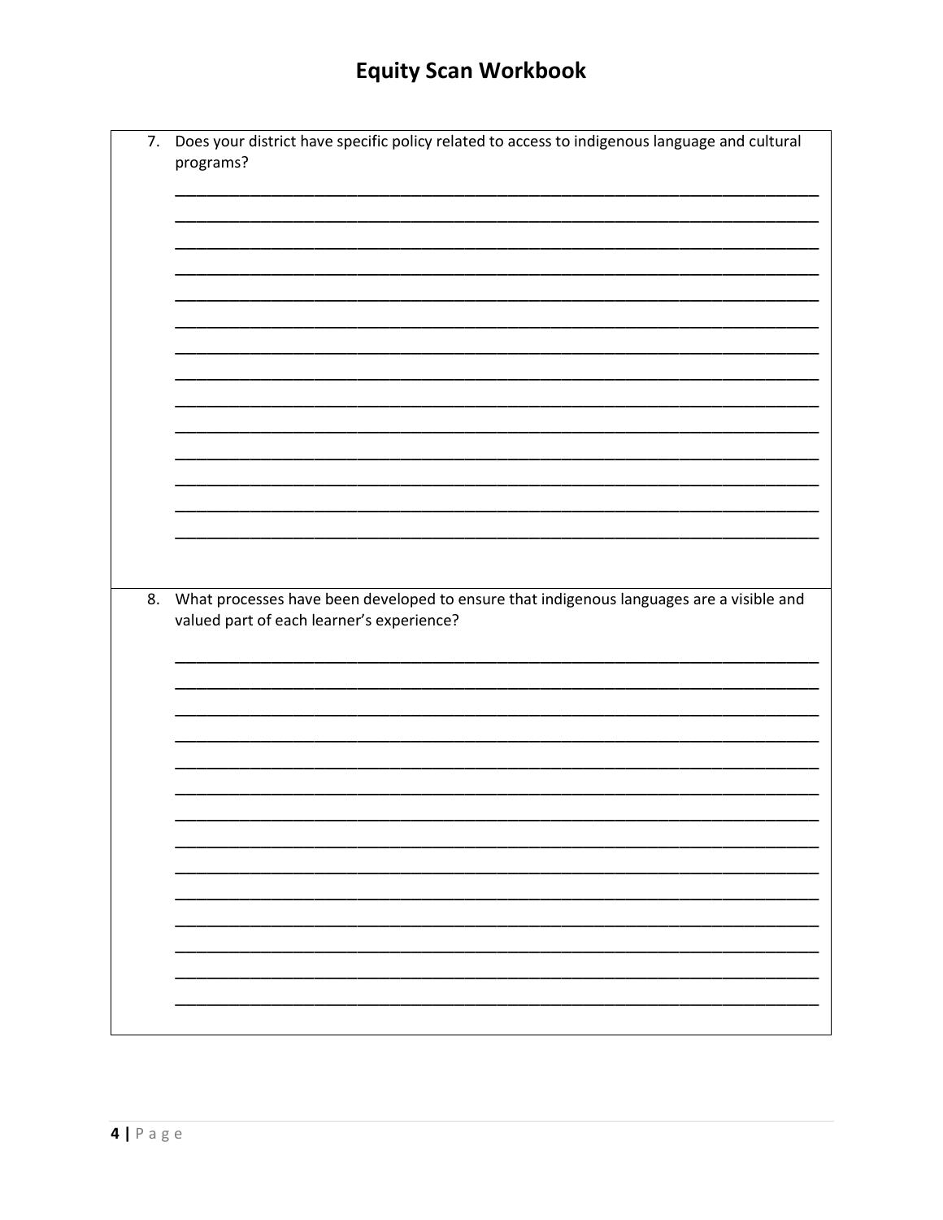7. Does your district have specific policy related to access to indigenous language and cultural programs?

8. What processes have been developed to ensure that indigenous languages are a visible and valued part of each learner's experience?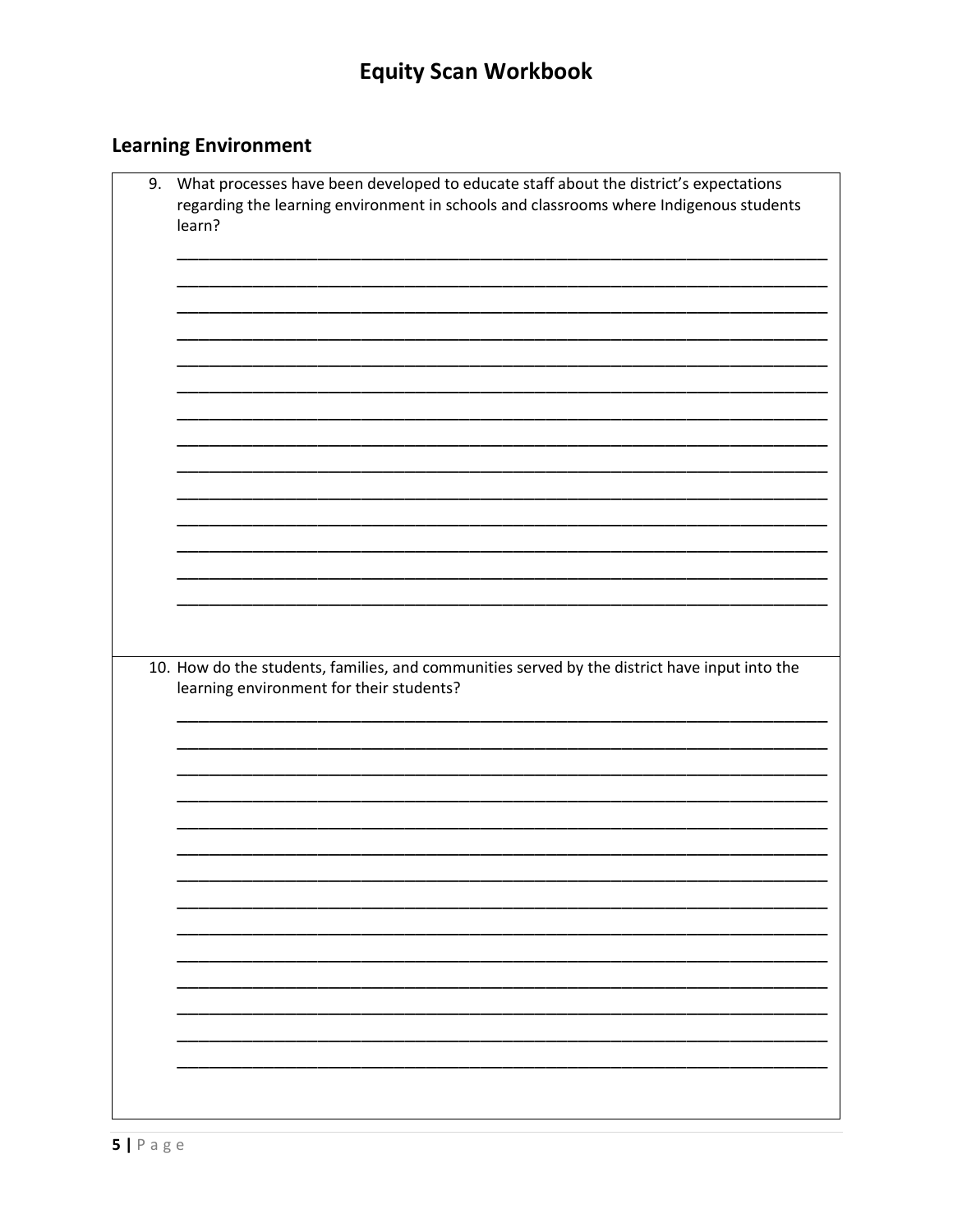# Equity Scan Workbook

## Learning Environment

9. What processes have been developed to educate staff about the district's expectations regarding the learning environment in schools and classrooms where Indigenous students learn?

______________________________________________________________________________
______________________________________________________________________________
______________________________________________________________________________
______________________________________________________________________________
______________________________________________________________________________
______________________________________________________________________________
______________________________________________________________________________
______________________________________________________________________________
______________________________________________________________________________
______________________________________________________________________________
______________________________________________________________________________
______________________________________________________________________________
______________________________________________________________________________
______________________________________________________________________________

10. How do the students, families, and communities served by the district have input into the learning environment for their students?

______________________________________________________________________________
______________________________________________________________________________
______________________________________________________________________________
______________________________________________________________________________
______________________________________________________________________________
______________________________________________________________________________
______________________________________________________________________________
______________________________________________________________________________
______________________________________________________________________________
______________________________________________________________________________
______________________________________________________________________________
______________________________________________________________________________
______________________________________________________________________________
______________________________________________________________________________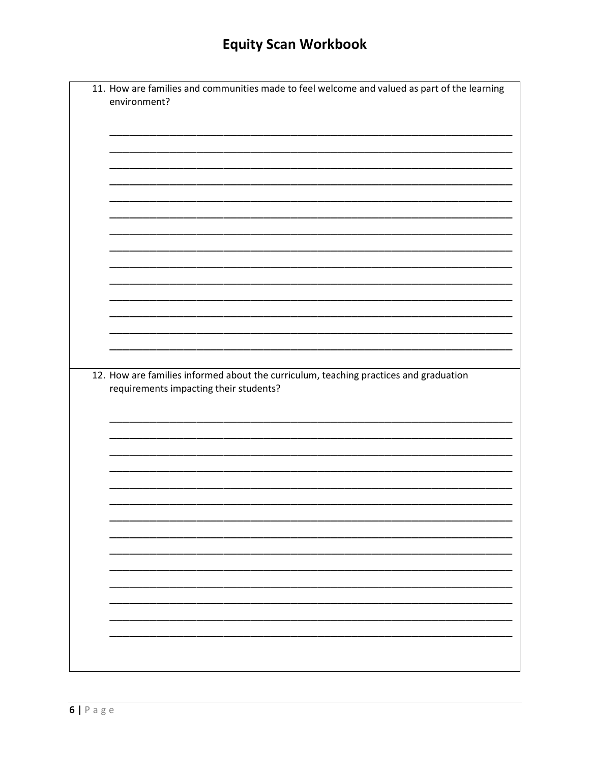11. How are families and communities made to feel welcome and valued as part of the learning environment?

12. How are families informed about the curriculum, teaching practices and graduation requirements impacting their students?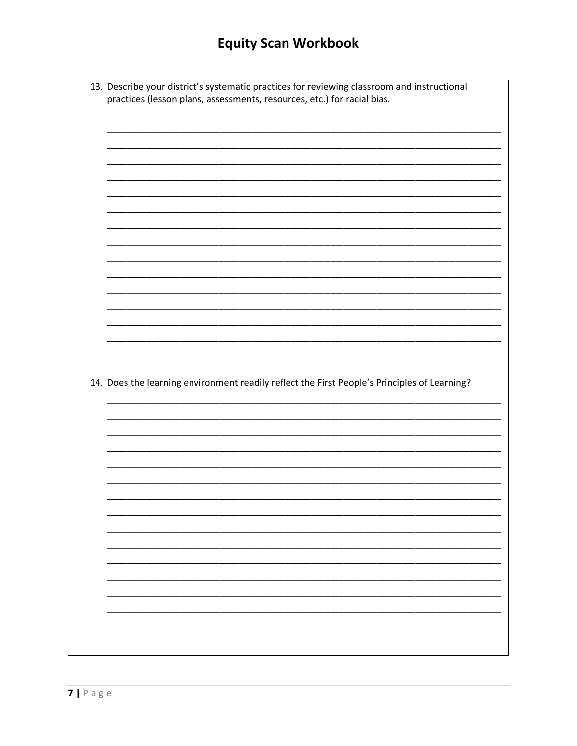# Equity Scan Workbook

13. Describe your district's systematic practices for reviewing classroom and instructional practices (lesson plans, assessments, resources, etc.) for racial bias.

_____________________________________________________________________________
_____________________________________________________________________________
_____________________________________________________________________________
_____________________________________________________________________________
_____________________________________________________________________________
_____________________________________________________________________________
_____________________________________________________________________________
_____________________________________________________________________________
_____________________________________________________________________________
_____________________________________________________________________________
_____________________________________________________________________________
_____________________________________________________________________________
_____________________________________________________________________________
_____________________________________________________________________________

14. Does the learning environment readily reflect the First People's Principles of Learning?

_____________________________________________________________________________
_____________________________________________________________________________
_____________________________________________________________________________
_____________________________________________________________________________
_____________________________________________________________________________
_____________________________________________________________________________
_____________________________________________________________________________
_____________________________________________________________________________
_____________________________________________________________________________
_____________________________________________________________________________
_____________________________________________________________________________
_____________________________________________________________________________
_____________________________________________________________________________
_____________________________________________________________________________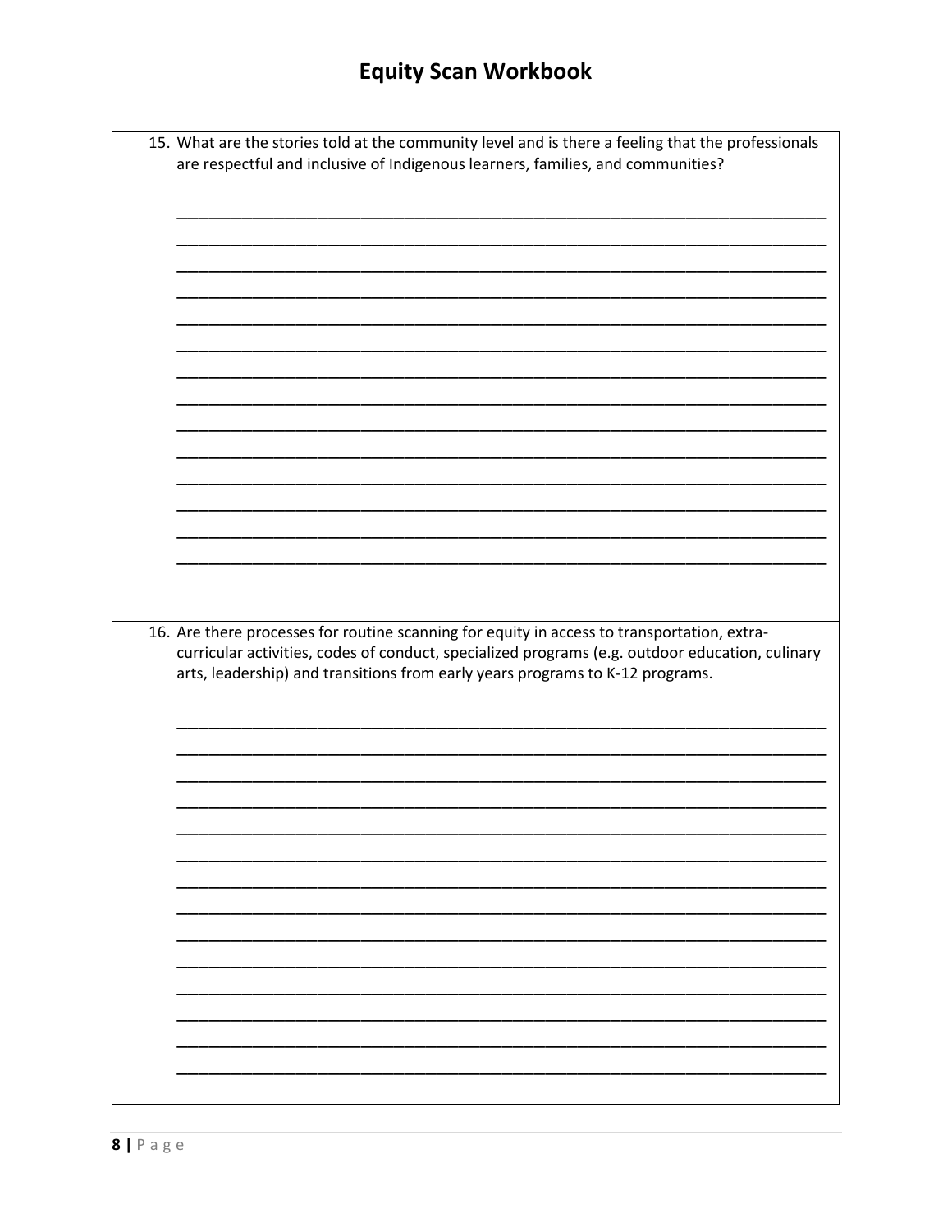15. What are the stories told at the community level and is there a feeling that the professionals are respectful and inclusive of Indigenous learners, families, and communities?

______________________________________________________________________________
______________________________________________________________________________
______________________________________________________________________________
______________________________________________________________________________
______________________________________________________________________________
______________________________________________________________________________
______________________________________________________________________________
______________________________________________________________________________
______________________________________________________________________________
______________________________________________________________________________
______________________________________________________________________________
______________________________________________________________________________
______________________________________________________________________________
______________________________________________________________________________

16. Are there processes for routine scanning for equity in access to transportation, extra-curricular activities, codes of conduct, specialized programs (e.g. outdoor education, culinary arts, leadership) and transitions from early years programs to K-12 programs.

______________________________________________________________________________
______________________________________________________________________________
______________________________________________________________________________
______________________________________________________________________________
______________________________________________________________________________
______________________________________________________________________________
______________________________________________________________________________
______________________________________________________________________________
______________________________________________________________________________
______________________________________________________________________________
______________________________________________________________________________
______________________________________________________________________________
______________________________________________________________________________
______________________________________________________________________________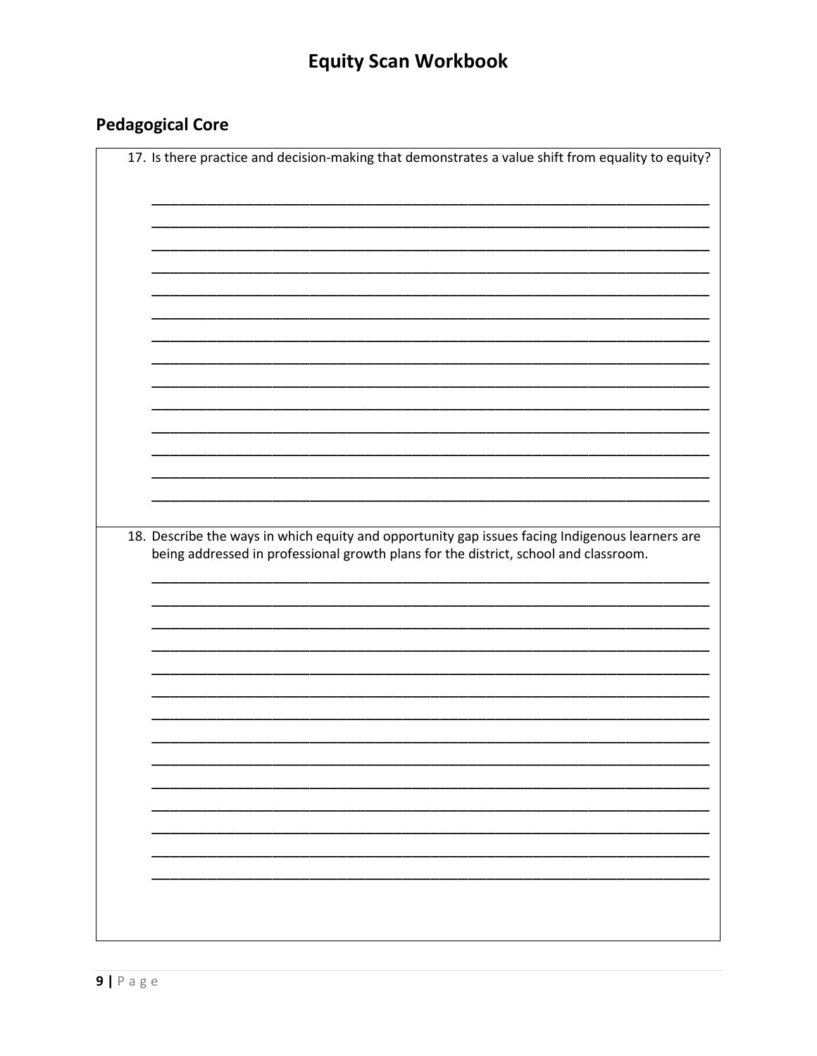## Pedagogical Core

17. Is there practice and decision-making that demonstrates a value shift from equality to equity?

18. Describe the ways in which equity and opportunity gap issues facing Indigenous learners are being addressed in professional growth plans for the district, school and classroom.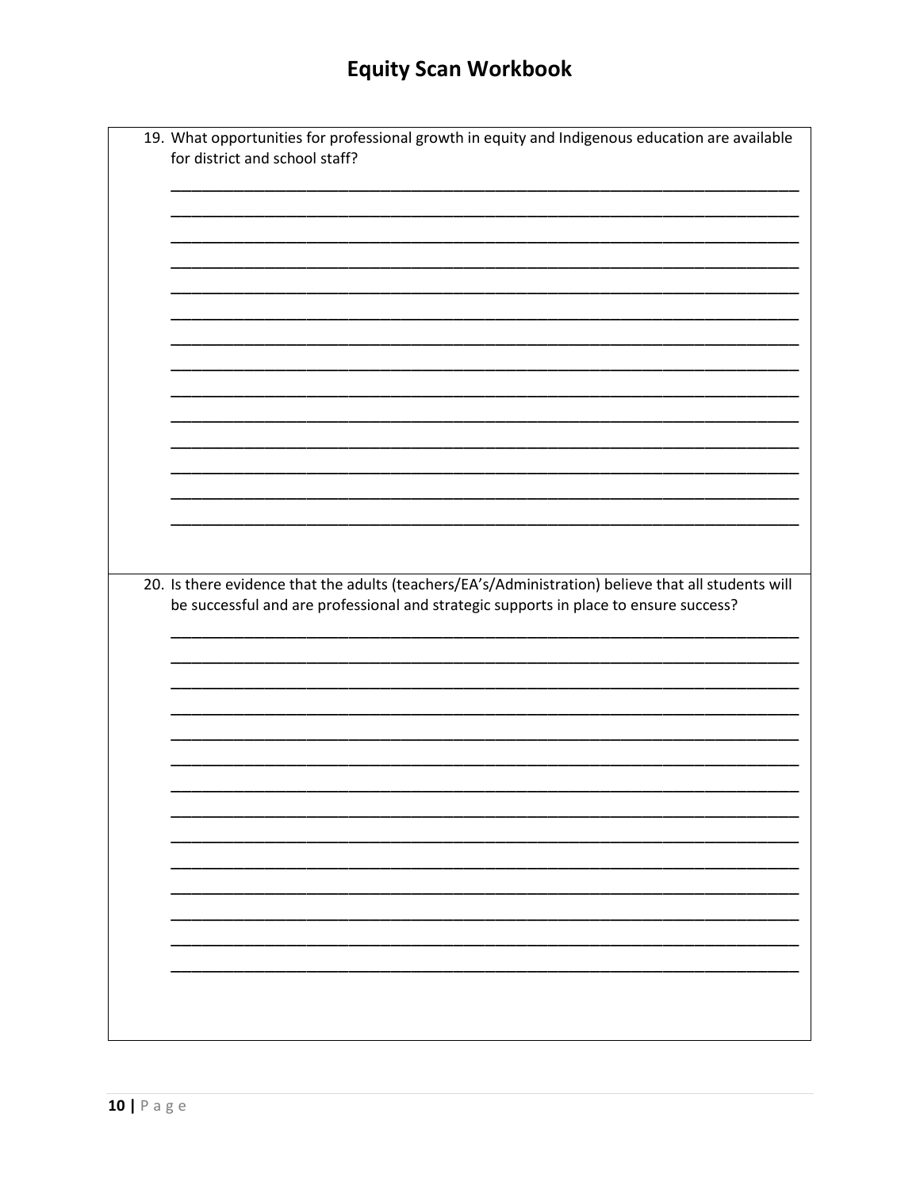# Equity Scan Workbook

19. What opportunities for professional growth in equity and Indigenous education are available for district and school staff?

____________________________________________________________________________
____________________________________________________________________________
____________________________________________________________________________
____________________________________________________________________________
____________________________________________________________________________
____________________________________________________________________________
____________________________________________________________________________
____________________________________________________________________________
____________________________________________________________________________
____________________________________________________________________________
____________________________________________________________________________
____________________________________________________________________________
____________________________________________________________________________
____________________________________________________________________________

20. Is there evidence that the adults (teachers/EA's/Administration) believe that all students will be successful and are professional and strategic supports in place to ensure success?

____________________________________________________________________________
____________________________________________________________________________
____________________________________________________________________________
____________________________________________________________________________
____________________________________________________________________________
____________________________________________________________________________
____________________________________________________________________________
____________________________________________________________________________
____________________________________________________________________________
____________________________________________________________________________
____________________________________________________________________________
____________________________________________________________________________
____________________________________________________________________________
____________________________________________________________________________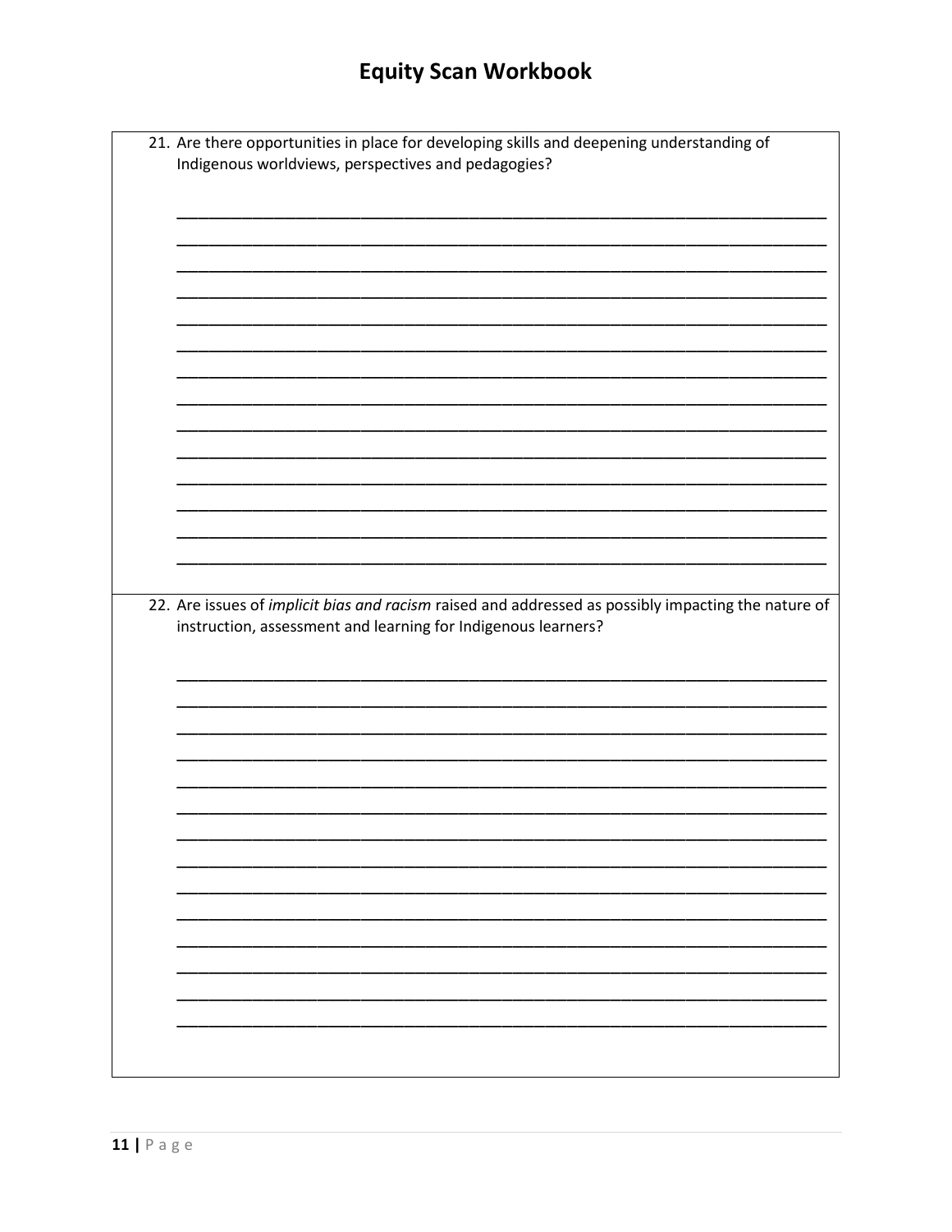21. Are there opportunities in place for developing skills and deepening understanding of Indigenous worldviews, perspectives and pedagogies?

_______________________________________________________________________________
_______________________________________________________________________________
_______________________________________________________________________________
_______________________________________________________________________________
_______________________________________________________________________________
_______________________________________________________________________________
_______________________________________________________________________________
_______________________________________________________________________________
_______________________________________________________________________________
_______________________________________________________________________________
_______________________________________________________________________________
_______________________________________________________________________________
_______________________________________________________________________________
_______________________________________________________________________________

22. Are issues of *implicit bias and racism* raised and addressed as possibly impacting the nature of instruction, assessment and learning for Indigenous learners?

_______________________________________________________________________________
_______________________________________________________________________________
_______________________________________________________________________________
_______________________________________________________________________________
_______________________________________________________________________________
_______________________________________________________________________________
_______________________________________________________________________________
_______________________________________________________________________________
_______________________________________________________________________________
_______________________________________________________________________________
_______________________________________________________________________________
_______________________________________________________________________________
_______________________________________________________________________________
_______________________________________________________________________________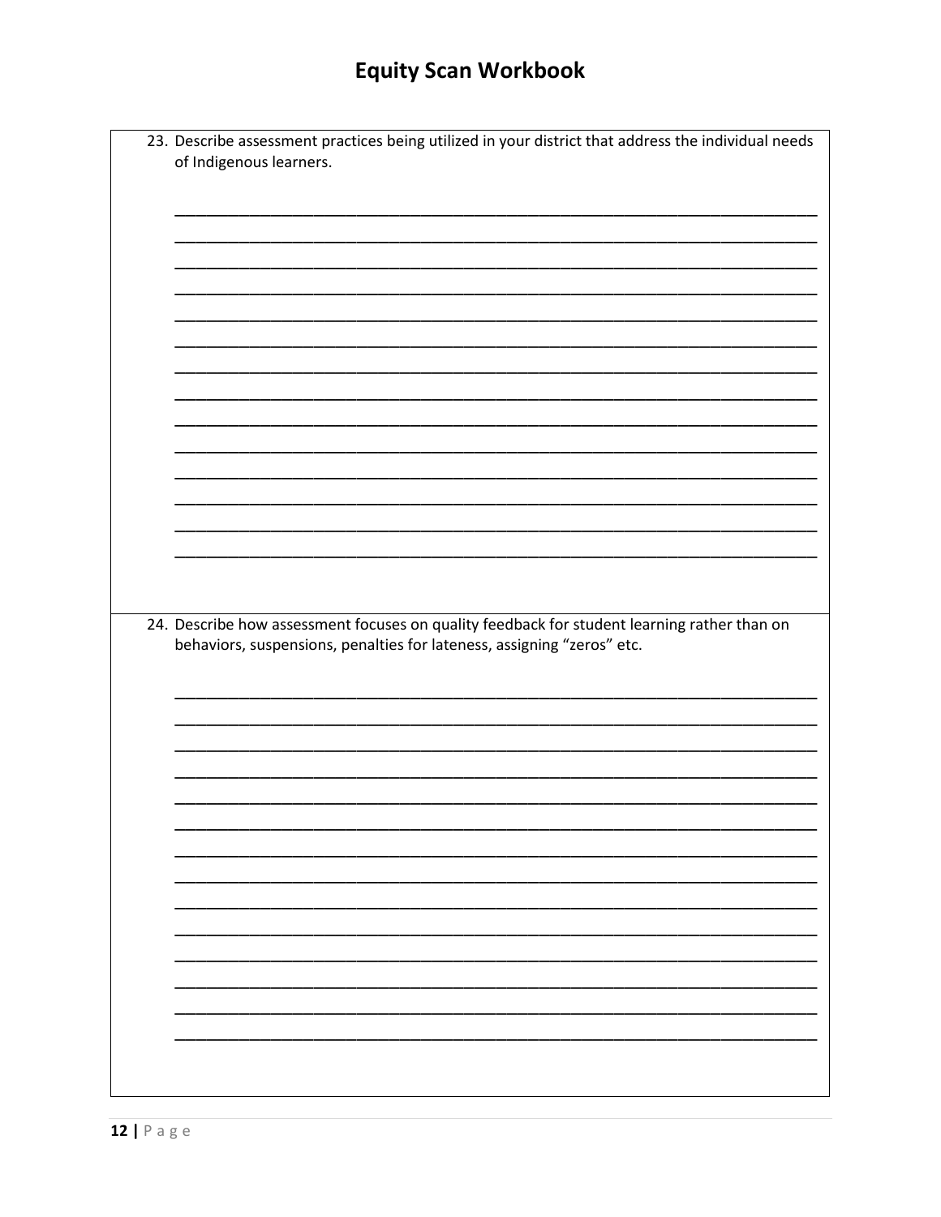23. Describe assessment practices being utilized in your district that address the individual needs of Indigenous learners.

_______________________________________________________________________
_______________________________________________________________________
_______________________________________________________________________
_______________________________________________________________________
_______________________________________________________________________
_______________________________________________________________________
_______________________________________________________________________
_______________________________________________________________________
_______________________________________________________________________
_______________________________________________________________________
_______________________________________________________________________
_______________________________________________________________________
_______________________________________________________________________
_______________________________________________________________________

24. Describe how assessment focuses on quality feedback for student learning rather than on behaviors, suspensions, penalties for lateness, assigning "zeros" etc.

_______________________________________________________________________
_______________________________________________________________________
_______________________________________________________________________
_______________________________________________________________________
_______________________________________________________________________
_______________________________________________________________________
_______________________________________________________________________
_______________________________________________________________________
_______________________________________________________________________
_______________________________________________________________________
_______________________________________________________________________
_______________________________________________________________________
_______________________________________________________________________
_______________________________________________________________________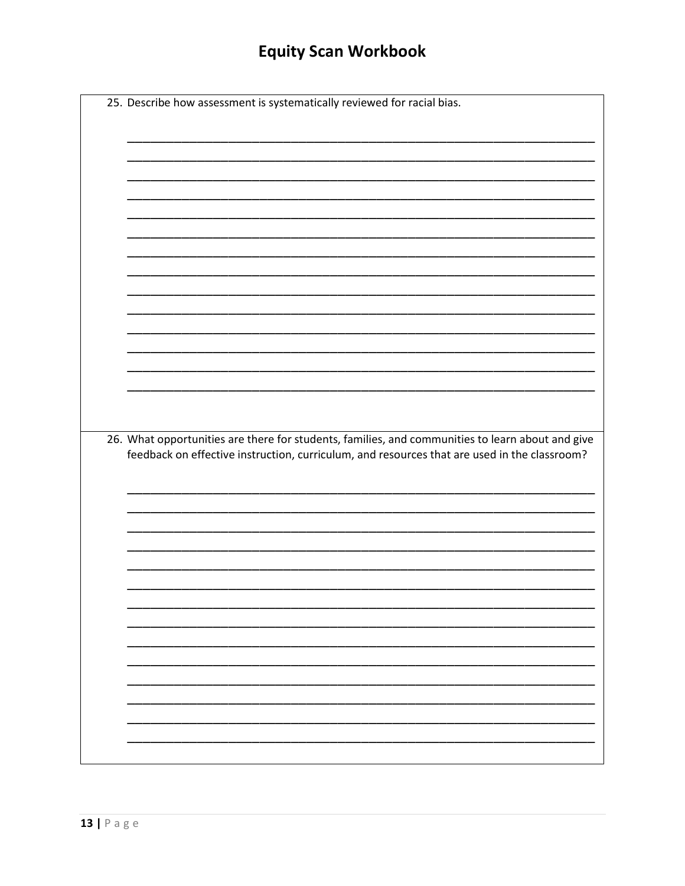25. Describe how assessment is systematically reviewed for racial bias.

______________________________________________________________________________
______________________________________________________________________________
______________________________________________________________________________
______________________________________________________________________________
______________________________________________________________________________
______________________________________________________________________________
______________________________________________________________________________
______________________________________________________________________________
______________________________________________________________________________
______________________________________________________________________________
______________________________________________________________________________
______________________________________________________________________________
______________________________________________________________________________
______________________________________________________________________________

26. What opportunities are there for students, families, and communities to learn about and give feedback on effective instruction, curriculum, and resources that are used in the classroom?

______________________________________________________________________________
______________________________________________________________________________
______________________________________________________________________________
______________________________________________________________________________
______________________________________________________________________________
______________________________________________________________________________
______________________________________________________________________________
______________________________________________________________________________
______________________________________________________________________________
______________________________________________________________________________
______________________________________________________________________________
______________________________________________________________________________
______________________________________________________________________________
______________________________________________________________________________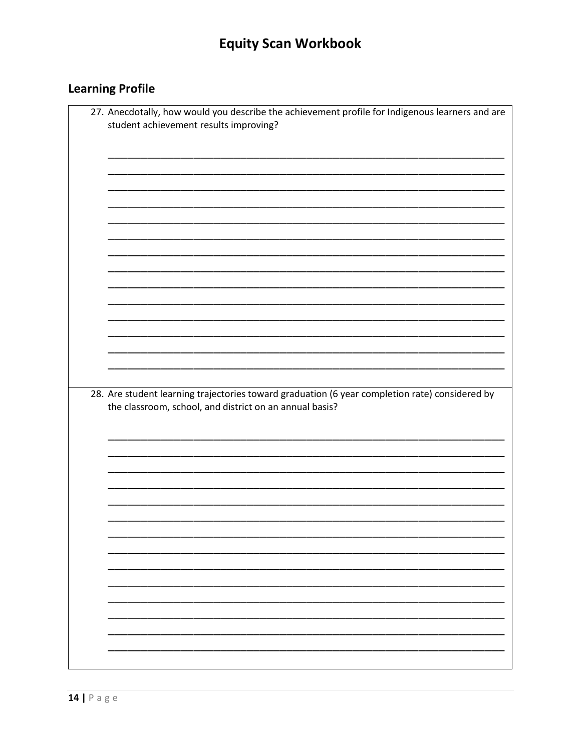# Equity Scan Workbook

## Learning Profile

27. Anecdotally, how would you describe the achievement profile for Indigenous learners and are student achievement results improving?

______________________________________________________________________________
______________________________________________________________________________
______________________________________________________________________________
______________________________________________________________________________
______________________________________________________________________________
______________________________________________________________________________
______________________________________________________________________________
______________________________________________________________________________
______________________________________________________________________________
______________________________________________________________________________
______________________________________________________________________________
______________________________________________________________________________
______________________________________________________________________________
______________________________________________________________________________

28. Are student learning trajectories toward graduation (6 year completion rate) considered by the classroom, school, and district on an annual basis?

______________________________________________________________________________
______________________________________________________________________________
______________________________________________________________________________
______________________________________________________________________________
______________________________________________________________________________
______________________________________________________________________________
______________________________________________________________________________
______________________________________________________________________________
______________________________________________________________________________
______________________________________________________________________________
______________________________________________________________________________
______________________________________________________________________________
______________________________________________________________________________
______________________________________________________________________________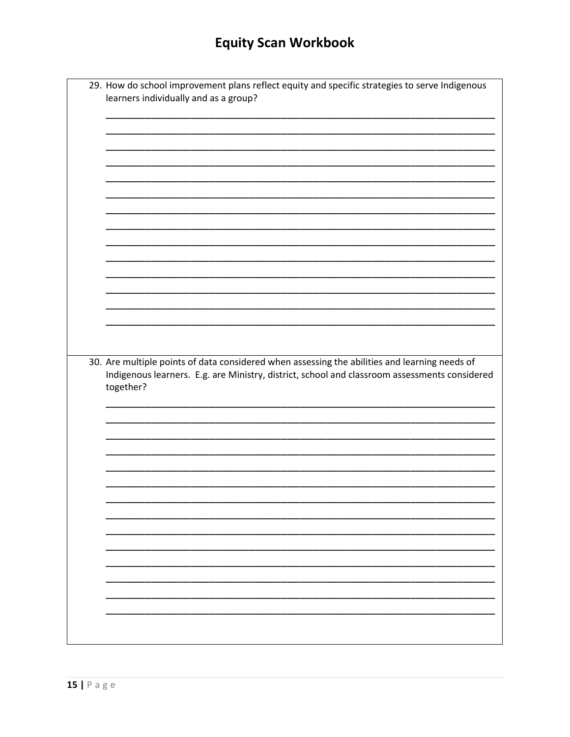29. How do school improvement plans reflect equity and specific strategies to serve Indigenous learners individually and as a group?

30. Are multiple points of data considered when assessing the abilities and learning needs of Indigenous learners. E.g. are Ministry, district, school and classroom assessments considered together?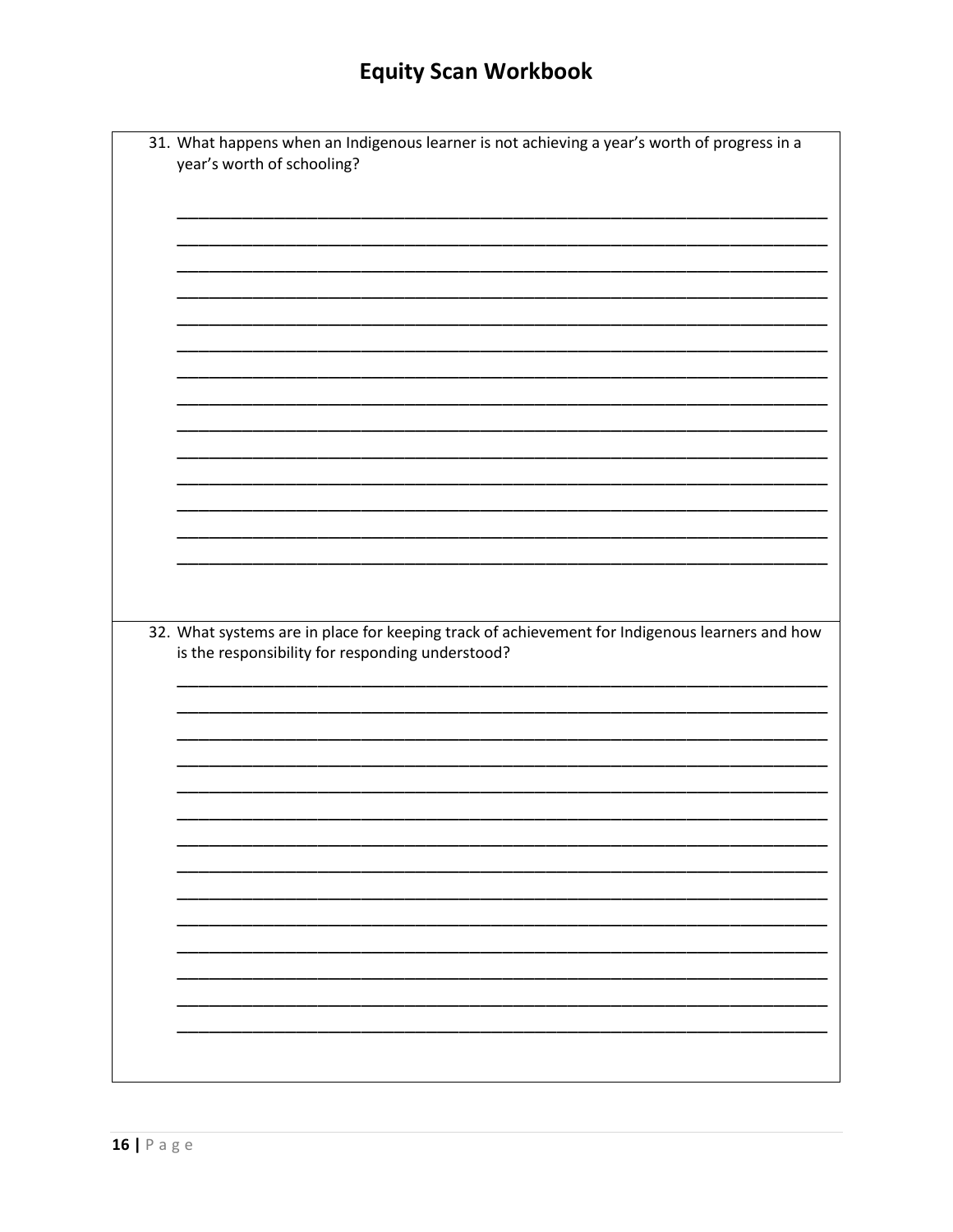31. What happens when an Indigenous learner is not achieving a year's worth of progress in a year's worth of schooling?

32. What systems are in place for keeping track of achievement for Indigenous learners and how is the responsibility for responding understood?